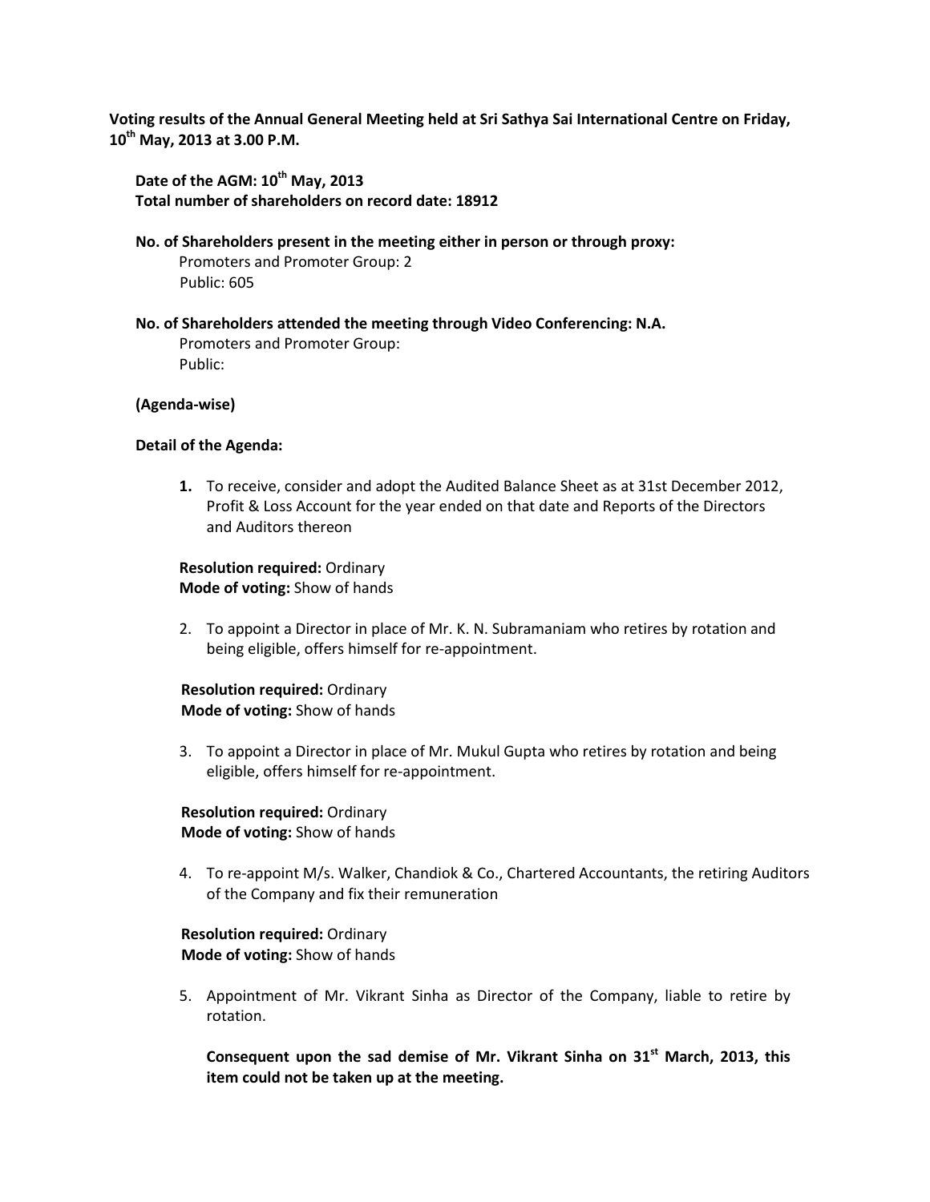**Voting results of the Annual General Meeting held at Sri Sathya Sai International Centre on Friday, 10th May, 2013 at 3.00 P.M.**

**Date of the AGM: 10th May, 2013**
**Total number of shareholders on record date: 18912**

**No. of Shareholders present in the meeting either in person or through proxy:**
Promoters and Promoter Group: 2
Public: 605

**No. of Shareholders attended the meeting through Video Conferencing: N.A.**
Promoters and Promoter Group:
Public:

**(Agenda-wise)**

**Detail of the Agenda:**

1. To receive, consider and adopt the Audited Balance Sheet as at 31st December 2012, Profit & Loss Account for the year ended on that date and Reports of the Directors and Auditors thereon

   **Resolution required:** Ordinary
   **Mode of voting:** Show of hands

2. To appoint a Director in place of Mr. K. N. Subramaniam who retires by rotation and being eligible, offers himself for re-appointment.

   **Resolution required:** Ordinary
   **Mode of voting:** Show of hands

3. To appoint a Director in place of Mr. Mukul Gupta who retires by rotation and being eligible, offers himself for re-appointment.

   **Resolution required:** Ordinary
   **Mode of voting:** Show of hands

4. To re-appoint M/s. Walker, Chandiok & Co., Chartered Accountants, the retiring Auditors of the Company and fix their remuneration

   **Resolution required:** Ordinary
   **Mode of voting:** Show of hands

5. Appointment of Mr. Vikrant Sinha as Director of the Company, liable to retire by rotation.

   **Consequent upon the sad demise of Mr. Vikrant Sinha on 31st March, 2013, this item could not be taken up at the meeting.**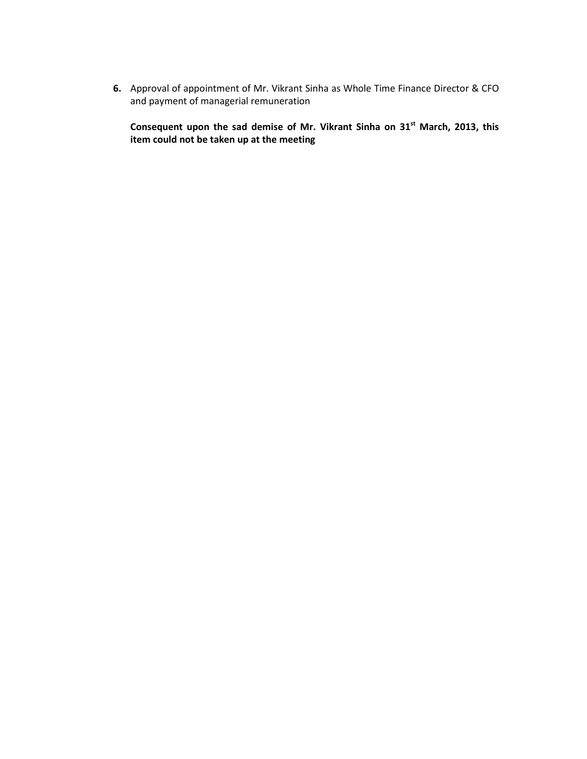6. Approval of appointment of Mr. Vikrant Sinha as Whole Time Finance Director & CFO and payment of managerial remuneration

   **Consequent upon the sad demise of Mr. Vikrant Sinha on 31st March, 2013, this item could not be taken up at the meeting**